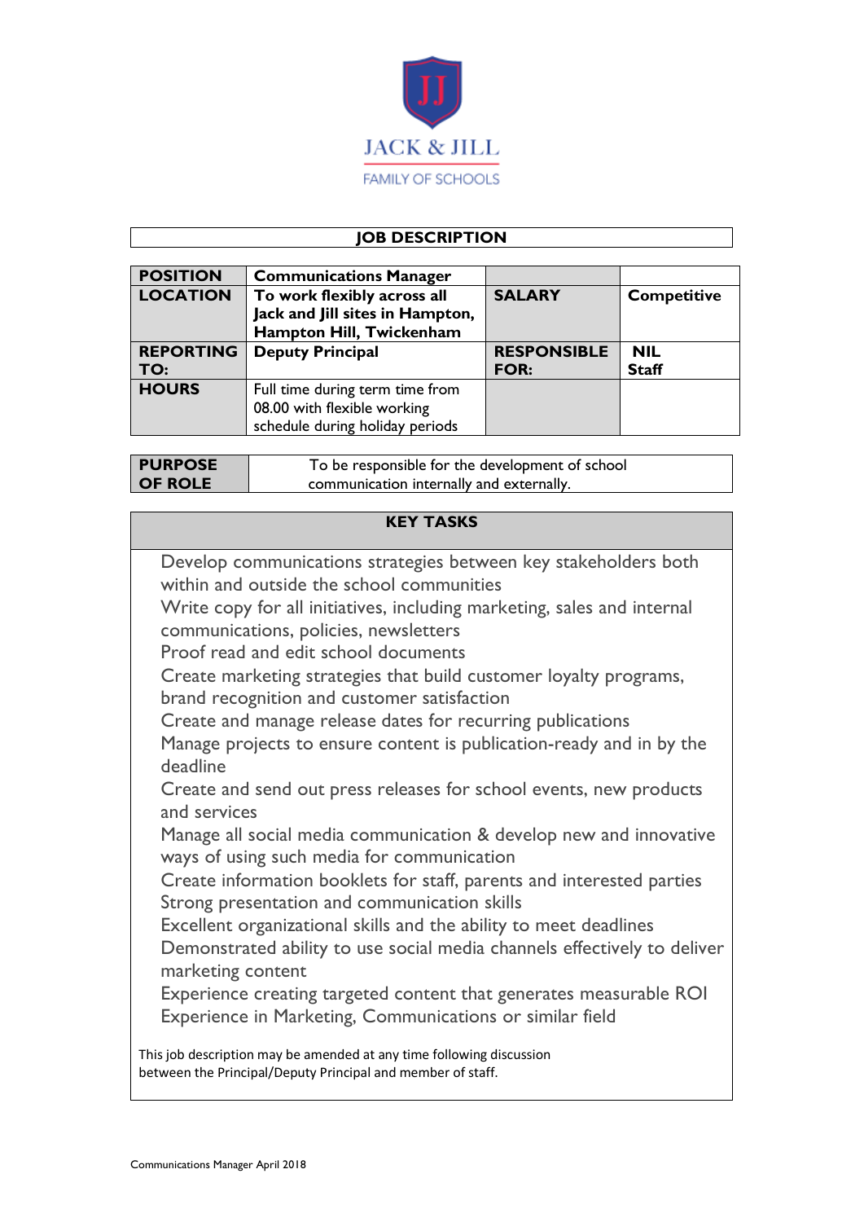JACK & JILL

FAMILY OF SCHOOLS

## JOB DESCRIPTION

| POSITION | Communications Manager | | |
|---|---|---|---|
| LOCATION | To work flexibly across all Jack and Jill sites in Hampton, Hampton Hill, Twickenham | SALARY | Competitive |
| REPORTING TO: | Deputy Principal | RESPONSIBLE FOR: | NIL Staff |
| HOURS | Full time during term time from 08.00 with flexible working schedule during holiday periods | | |

| PURPOSE OF ROLE | To be responsible for the development of school communication internally and externally. |
|---|---|

### KEY TASKS

- Develop communications strategies between key stakeholders both within and outside the school communities
- Write copy for all initiatives, including marketing, sales and internal communications, policies, newsletters
- Proof read and edit school documents
- Create marketing strategies that build customer loyalty programs, brand recognition and customer satisfaction
- Create and manage release dates for recurring publications
- Manage projects to ensure content is publication-ready and in by the deadline
- Create and send out press releases for school events, new products and services
- Manage all social media communication & develop new and innovative ways of using such media for communication
- Create information booklets for staff, parents and interested parties
- Strong presentation and communication skills
- Excellent organizational skills and the ability to meet deadlines
- Demonstrated ability to use social media channels effectively to deliver marketing content
- Experience creating targeted content that generates measurable ROI
- Experience in Marketing, Communications or similar field

This job description may be amended at any time following discussion between the Principal/Deputy Principal and member of staff.

Communications Manager April 2018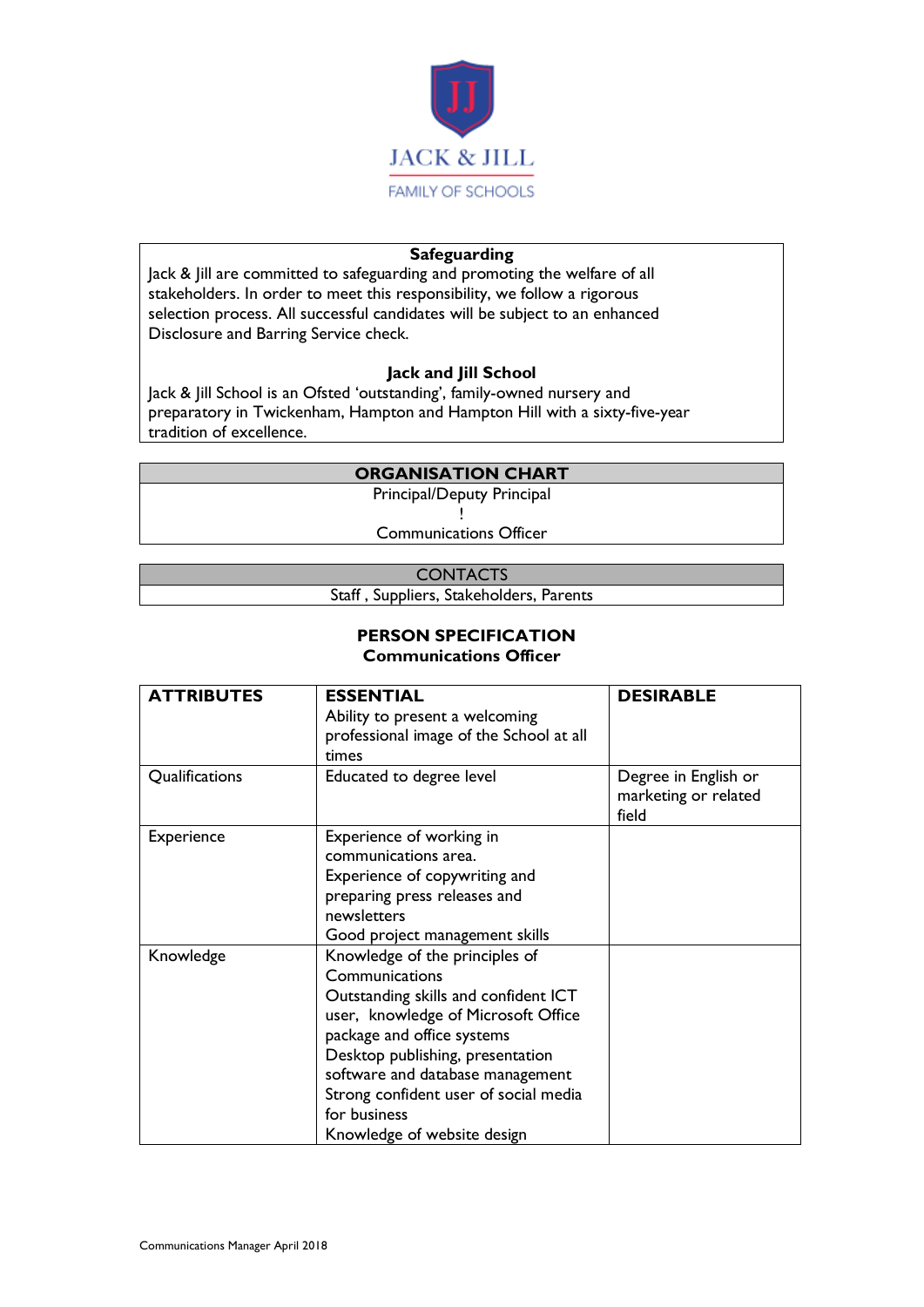**Safeguarding**

Jack & Jill are committed to safeguarding and promoting the welfare of all stakeholders. In order to meet this responsibility, we follow a rigorous selection process. All successful candidates will be subject to an enhanced Disclosure and Barring Service check.

**Jack and Jill School**

Jack & Jill School is an Ofsted 'outstanding', family-owned nursery and preparatory in Twickenham, Hampton and Hampton Hill with a sixty-five-year tradition of excellence.

| ORGANISATION CHART |
|---|
| Principal/Deputy Principal<br>!<br>Communications Officer |

| CONTACTS |
|---|
| Staff , Suppliers, Stakeholders, Parents |

## PERSON SPECIFICATION
### Communications Officer

| ATTRIBUTES | ESSENTIAL | DESIRABLE |
|---|---|---|
| | Ability to present a welcoming professional image of the School at all times | |
| Qualifications | Educated to degree level | Degree in English or marketing or related field |
| Experience | Experience of working in communications area.<br>Experience of copywriting and preparing press releases and newsletters<br>Good project management skills | |
| Knowledge | Knowledge of the principles of Communications<br>Outstanding skills and confident ICT user, knowledge of Microsoft Office package and office systems<br>Desktop publishing, presentation software and database management<br>Strong confident user of social media for business<br>Knowledge of website design | |

Communications Manager April 2018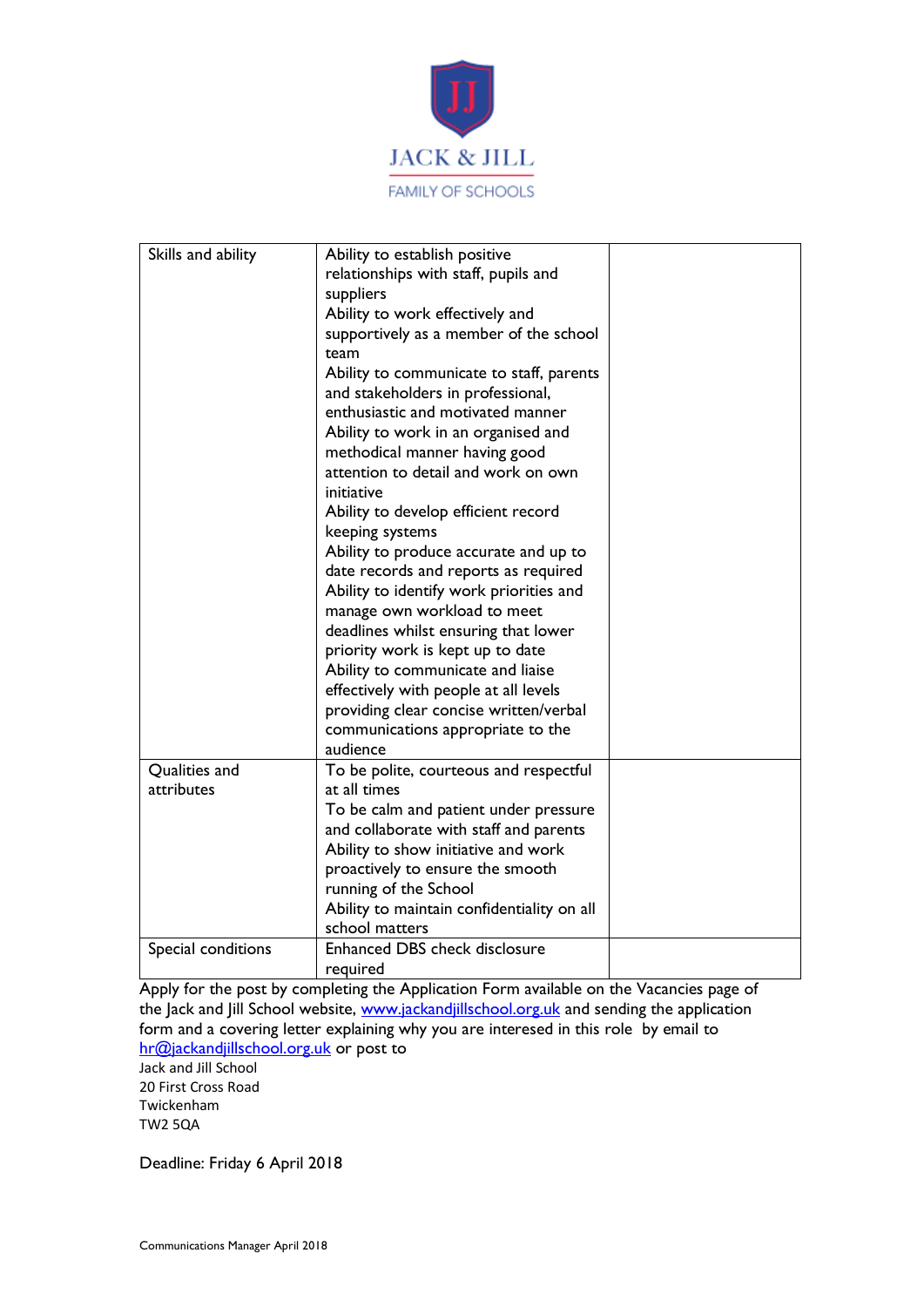| | | |
|---|---|---|
| Skills and ability | Ability to establish positive relationships with staff, pupils and suppliers<br>Ability to work effectively and supportively as a member of the school team<br>Ability to communicate to staff, parents and stakeholders in professional, enthusiastic and motivated manner<br>Ability to work in an organised and methodical manner having good attention to detail and work on own initiative<br>Ability to develop efficient record keeping systems<br>Ability to produce accurate and up to date records and reports as required<br>Ability to identify work priorities and manage own workload to meet deadlines whilst ensuring that lower priority work is kept up to date<br>Ability to communicate and liaise effectively with people at all levels providing clear concise written/verbal communications appropriate to the audience | |
| Qualities and attributes | To be polite, courteous and respectful at all times<br>To be calm and patient under pressure and collaborate with staff and parents<br>Ability to show initiative and work proactively to ensure the smooth running of the School<br>Ability to maintain confidentiality on all school matters | |
| Special conditions | Enhanced DBS check disclosure required | |

Apply for the post by completing the Application Form available on the Vacancies page of the Jack and Jill School website, www.jackandjillschool.org.uk and sending the application form and a covering letter explaining why you are interesed in this role by email to hr@jackandjillschool.org.uk or post to

Jack and Jill School
20 First Cross Road
Twickenham
TW2 5QA

Deadline: Friday 6 April 2018

Communications Manager April 2018